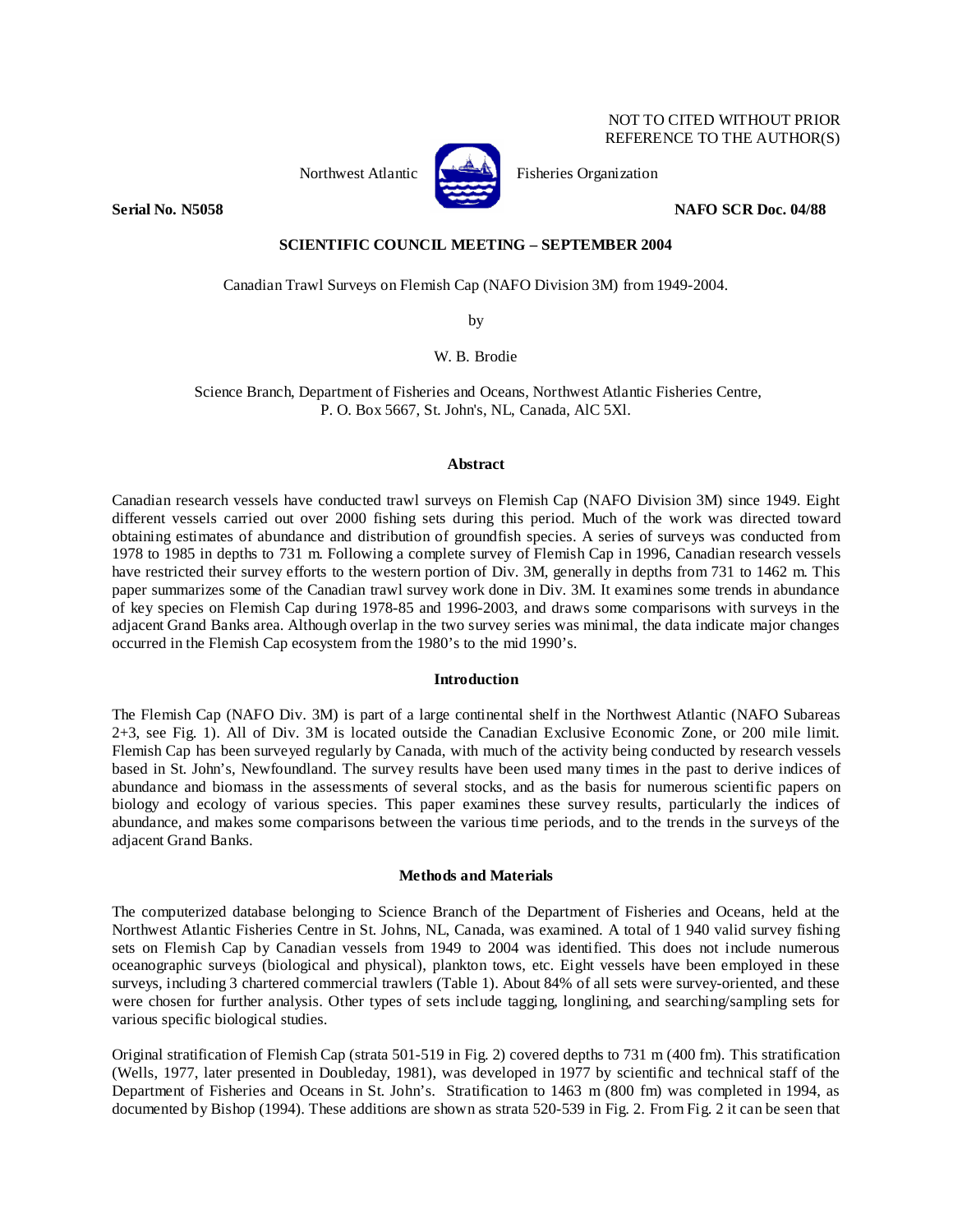NOT TO CITED WITHOUT PRIOR
REFERENCE TO THE AUTHOR(S)

Northwest Atlantic Fisheries Organization

**Serial No. N5058** **NAFO SCR Doc. 04/88**

**SCIENTIFIC COUNCIL MEETING – SEPTEMBER 2004**

Canadian Trawl Surveys on Flemish Cap (NAFO Division 3M) from 1949-2004.

by

W. B. Brodie

Science Branch, Department of Fisheries and Oceans, Northwest Atlantic Fisheries Centre,
P. O. Box 5667, St. John's, NL, Canada, AlC 5Xl.

## Abstract

Canadian research vessels have conducted trawl surveys on Flemish Cap (NAFO Division 3M) since 1949. Eight different vessels carried out over 2000 fishing sets during this period. Much of the work was directed toward obtaining estimates of abundance and distribution of groundfish species. A series of surveys was conducted from 1978 to 1985 in depths to 731 m. Following a complete survey of Flemish Cap in 1996, Canadian research vessels have restricted their survey efforts to the western portion of Div. 3M, generally in depths from 731 to 1462 m. This paper summarizes some of the Canadian trawl survey work done in Div. 3M. It examines some trends in abundance of key species on Flemish Cap during 1978-85 and 1996-2003, and draws some comparisons with surveys in the adjacent Grand Banks area. Although overlap in the two survey series was minimal, the data indicate major changes occurred in the Flemish Cap ecosystem from the 1980's to the mid 1990's.

## Introduction

The Flemish Cap (NAFO Div. 3M) is part of a large continental shelf in the Northwest Atlantic (NAFO Subareas 2+3, see Fig. 1). All of Div. 3M is located outside the Canadian Exclusive Economic Zone, or 200 mile limit. Flemish Cap has been surveyed regularly by Canada, with much of the activity being conducted by research vessels based in St. John's, Newfoundland. The survey results have been used many times in the past to derive indices of abundance and biomass in the assessments of several stocks, and as the basis for numerous scientific papers on biology and ecology of various species. This paper examines these survey results, particularly the indices of abundance, and makes some comparisons between the various time periods, and to the trends in the surveys of the adjacent Grand Banks.

## Methods and Materials

The computerized database belonging to Science Branch of the Department of Fisheries and Oceans, held at the Northwest Atlantic Fisheries Centre in St. Johns, NL, Canada, was examined. A total of 1 940 valid survey fishing sets on Flemish Cap by Canadian vessels from 1949 to 2004 was identified. This does not include numerous oceanographic surveys (biological and physical), plankton tows, etc. Eight vessels have been employed in these surveys, including 3 chartered commercial trawlers (Table 1). About 84% of all sets were survey-oriented, and these were chosen for further analysis. Other types of sets include tagging, longlining, and searching/sampling sets for various specific biological studies.

Original stratification of Flemish Cap (strata 501-519 in Fig. 2) covered depths to 731 m (400 fm). This stratification (Wells, 1977, later presented in Doubleday, 1981), was developed in 1977 by scientific and technical staff of the Department of Fisheries and Oceans in St. John's. Stratification to 1463 m (800 fm) was completed in 1994, as documented by Bishop (1994). These additions are shown as strata 520-539 in Fig. 2. From Fig. 2 it can be seen that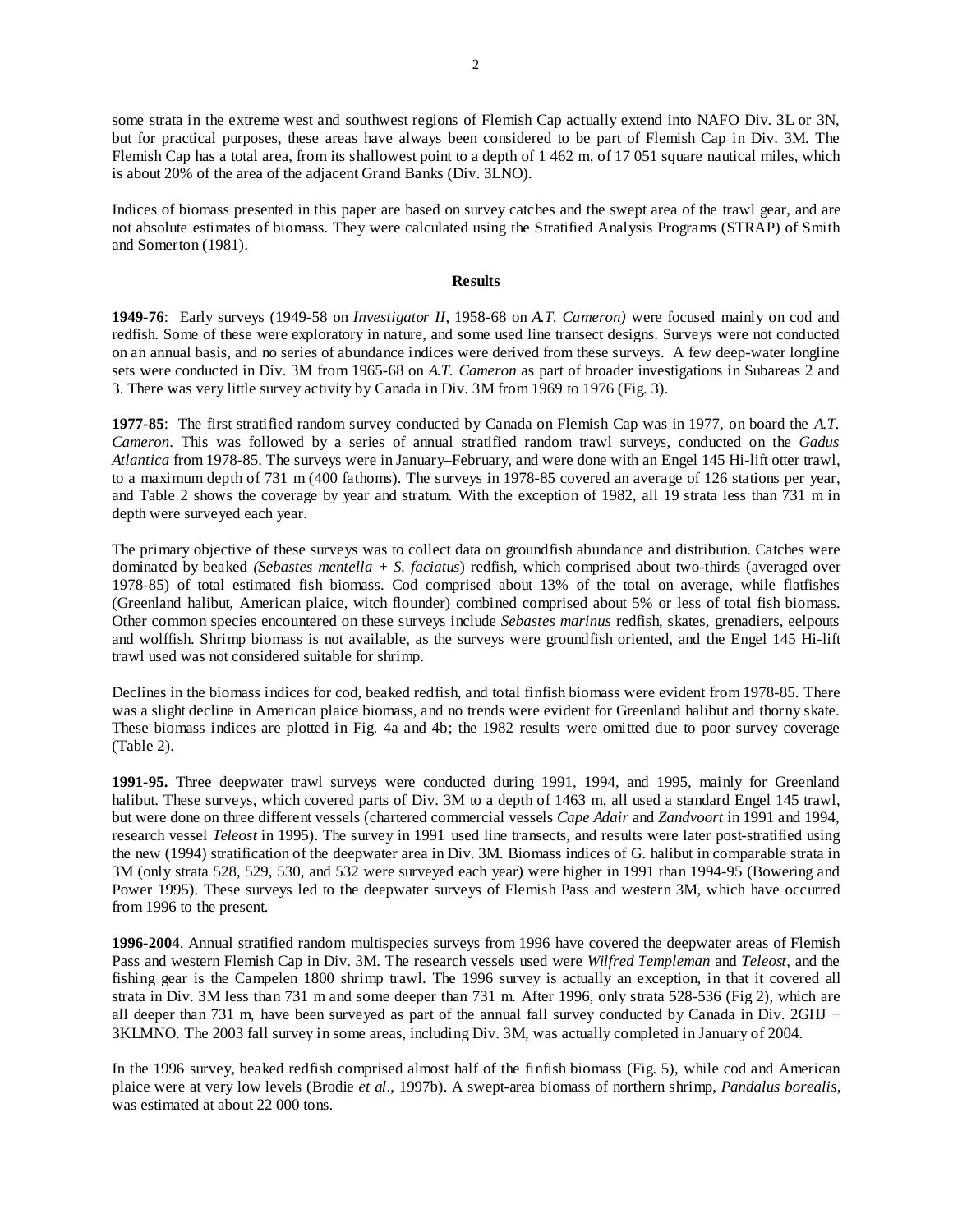some strata in the extreme west and southwest regions of Flemish Cap actually extend into NAFO Div. 3L or 3N, but for practical purposes, these areas have always been considered to be part of Flemish Cap in Div. 3M. The Flemish Cap has a total area, from its shallowest point to a depth of 1 462 m, of 17 051 square nautical miles, which is about 20% of the area of the adjacent Grand Banks (Div. 3LNO).

Indices of biomass presented in this paper are based on survey catches and the swept area of the trawl gear, and are not absolute estimates of biomass. They were calculated using the Stratified Analysis Programs (STRAP) of Smith and Somerton (1981).

## Results

**1949-76**: Early surveys (1949-58 on *Investigator II*, 1958-68 on *A.T. Cameron)* were focused mainly on cod and redfish. Some of these were exploratory in nature, and some used line transect designs. Surveys were not conducted on an annual basis, and no series of abundance indices were derived from these surveys. A few deep-water longline sets were conducted in Div. 3M from 1965-68 on *A.T. Cameron* as part of broader investigations in Subareas 2 and 3. There was very little survey activity by Canada in Div. 3M from 1969 to 1976 (Fig. 3).

**1977-85**: The first stratified random survey conducted by Canada on Flemish Cap was in 1977, on board the *A.T. Cameron*. This was followed by a series of annual stratified random trawl surveys, conducted on the *Gadus Atlantica* from 1978-85. The surveys were in January–February, and were done with an Engel 145 Hi-lift otter trawl, to a maximum depth of 731 m (400 fathoms). The surveys in 1978-85 covered an average of 126 stations per year, and Table 2 shows the coverage by year and stratum. With the exception of 1982, all 19 strata less than 731 m in depth were surveyed each year.

The primary objective of these surveys was to collect data on groundfish abundance and distribution. Catches were dominated by beaked *(Sebastes mentella + S. faciatus*) redfish, which comprised about two-thirds (averaged over 1978-85) of total estimated fish biomass. Cod comprised about 13% of the total on average, while flatfishes (Greenland halibut, American plaice, witch flounder) combined comprised about 5% or less of total fish biomass. Other common species encountered on these surveys include *Sebastes marinus* redfish, skates, grenadiers, eelpouts and wolffish. Shrimp biomass is not available, as the surveys were groundfish oriented, and the Engel 145 Hi-lift trawl used was not considered suitable for shrimp.

Declines in the biomass indices for cod, beaked redfish, and total finfish biomass were evident from 1978-85. There was a slight decline in American plaice biomass, and no trends were evident for Greenland halibut and thorny skate. These biomass indices are plotted in Fig. 4a and 4b; the 1982 results were omitted due to poor survey coverage (Table 2).

**1991-95.** Three deepwater trawl surveys were conducted during 1991, 1994, and 1995, mainly for Greenland halibut. These surveys, which covered parts of Div. 3M to a depth of 1463 m, all used a standard Engel 145 trawl, but were done on three different vessels (chartered commercial vessels *Cape Adair* and *Zandvoort* in 1991 and 1994, research vessel *Teleost* in 1995). The survey in 1991 used line transects, and results were later post-stratified using the new (1994) stratification of the deepwater area in Div. 3M. Biomass indices of G. halibut in comparable strata in 3M (only strata 528, 529, 530, and 532 were surveyed each year) were higher in 1991 than 1994-95 (Bowering and Power 1995). These surveys led to the deepwater surveys of Flemish Pass and western 3M, which have occurred from 1996 to the present.

**1996-2004**. Annual stratified random multispecies surveys from 1996 have covered the deepwater areas of Flemish Pass and western Flemish Cap in Div. 3M. The research vessels used were *Wilfred Templeman* and *Teleost*, and the fishing gear is the Campelen 1800 shrimp trawl. The 1996 survey is actually an exception, in that it covered all strata in Div. 3M less than 731 m and some deeper than 731 m. After 1996, only strata 528-536 (Fig 2), which are all deeper than 731 m, have been surveyed as part of the annual fall survey conducted by Canada in Div. 2GHJ + 3KLMNO. The 2003 fall survey in some areas, including Div. 3M, was actually completed in January of 2004.

In the 1996 survey, beaked redfish comprised almost half of the finfish biomass (Fig. 5), while cod and American plaice were at very low levels (Brodie *et al*., 1997b). A swept-area biomass of northern shrimp, *Pandalus borealis*, was estimated at about 22 000 tons.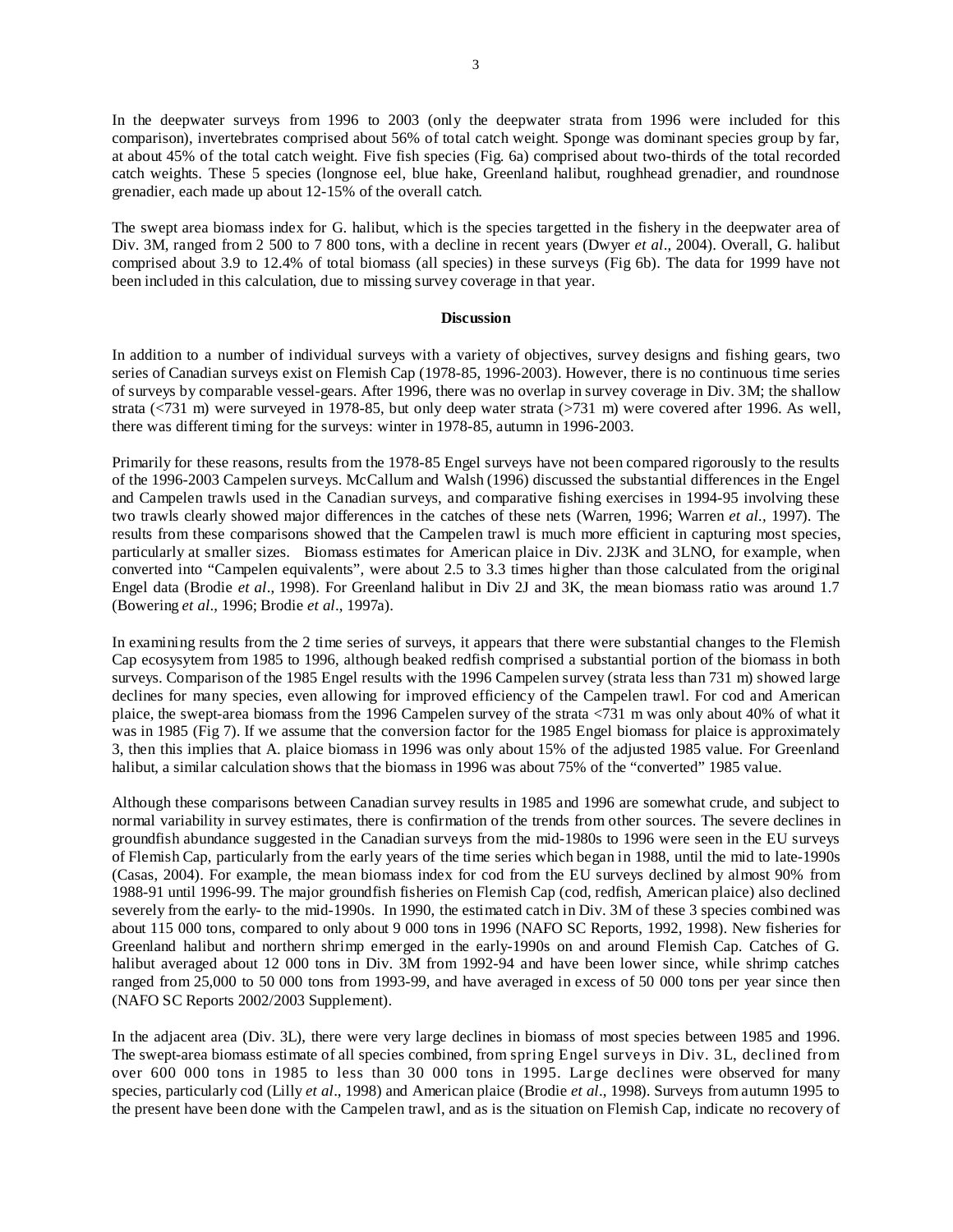In the deepwater surveys from 1996 to 2003 (only the deepwater strata from 1996 were included for this comparison), invertebrates comprised about 56% of total catch weight. Sponge was dominant species group by far, at about 45% of the total catch weight. Five fish species (Fig. 6a) comprised about two-thirds of the total recorded catch weights. These 5 species (longnose eel, blue hake, Greenland halibut, roughhead grenadier, and roundnose grenadier, each made up about 12-15% of the overall catch.

The swept area biomass index for G. halibut, which is the species targetted in the fishery in the deepwater area of Div. 3M, ranged from 2 500 to 7 800 tons, with a decline in recent years (Dwyer *et al*., 2004). Overall, G. halibut comprised about 3.9 to 12.4% of total biomass (all species) in these surveys (Fig 6b). The data for 1999 have not been included in this calculation, due to missing survey coverage in that year.

## Discussion

In addition to a number of individual surveys with a variety of objectives, survey designs and fishing gears, two series of Canadian surveys exist on Flemish Cap (1978-85, 1996-2003). However, there is no continuous time series of surveys by comparable vessel-gears. After 1996, there was no overlap in survey coverage in Div. 3M; the shallow strata (<731 m) were surveyed in 1978-85, but only deep water strata (>731 m) were covered after 1996. As well, there was different timing for the surveys: winter in 1978-85, autumn in 1996-2003.

Primarily for these reasons, results from the 1978-85 Engel surveys have not been compared rigorously to the results of the 1996-2003 Campelen surveys. McCallum and Walsh (1996) discussed the substantial differences in the Engel and Campelen trawls used in the Canadian surveys, and comparative fishing exercises in 1994-95 involving these two trawls clearly showed major differences in the catches of these nets (Warren, 1996; Warren *et al*., 1997). The results from these comparisons showed that the Campelen trawl is much more efficient in capturing most species, particularly at smaller sizes. Biomass estimates for American plaice in Div. 2J3K and 3LNO, for example, when converted into "Campelen equivalents", were about 2.5 to 3.3 times higher than those calculated from the original Engel data (Brodie *et al*., 1998). For Greenland halibut in Div 2J and 3K, the mean biomass ratio was around 1.7 (Bowering *et al*., 1996; Brodie *et al*., 1997a).

In examining results from the 2 time series of surveys, it appears that there were substantial changes to the Flemish Cap ecosysytem from 1985 to 1996, although beaked redfish comprised a substantial portion of the biomass in both surveys. Comparison of the 1985 Engel results with the 1996 Campelen survey (strata less than 731 m) showed large declines for many species, even allowing for improved efficiency of the Campelen trawl. For cod and American plaice, the swept-area biomass from the 1996 Campelen survey of the strata <731 m was only about 40% of what it was in 1985 (Fig 7). If we assume that the conversion factor for the 1985 Engel biomass for plaice is approximately 3, then this implies that A. plaice biomass in 1996 was only about 15% of the adjusted 1985 value. For Greenland halibut, a similar calculation shows that the biomass in 1996 was about 75% of the "converted" 1985 value.

Although these comparisons between Canadian survey results in 1985 and 1996 are somewhat crude, and subject to normal variability in survey estimates, there is confirmation of the trends from other sources. The severe declines in groundfish abundance suggested in the Canadian surveys from the mid-1980s to 1996 were seen in the EU surveys of Flemish Cap, particularly from the early years of the time series which began in 1988, until the mid to late-1990s (Casas, 2004). For example, the mean biomass index for cod from the EU surveys declined by almost 90% from 1988-91 until 1996-99. The major groundfish fisheries on Flemish Cap (cod, redfish, American plaice) also declined severely from the early- to the mid-1990s. In 1990, the estimated catch in Div. 3M of these 3 species combined was about 115 000 tons, compared to only about 9 000 tons in 1996 (NAFO SC Reports, 1992, 1998). New fisheries for Greenland halibut and northern shrimp emerged in the early-1990s on and around Flemish Cap. Catches of G. halibut averaged about 12 000 tons in Div. 3M from 1992-94 and have been lower since, while shrimp catches ranged from 25,000 to 50 000 tons from 1993-99, and have averaged in excess of 50 000 tons per year since then (NAFO SC Reports 2002/2003 Supplement).

In the adjacent area (Div. 3L), there were very large declines in biomass of most species between 1985 and 1996. The swept-area biomass estimate of all species combined, from spring Engel surveys in Div. 3L, declined from over 600 000 tons in 1985 to less than 30 000 tons in 1995. Large declines were observed for many species, particularly cod (Lilly *et al*., 1998) and American plaice (Brodie *et al*., 1998). Surveys from autumn 1995 to the present have been done with the Campelen trawl, and as is the situation on Flemish Cap, indicate no recovery of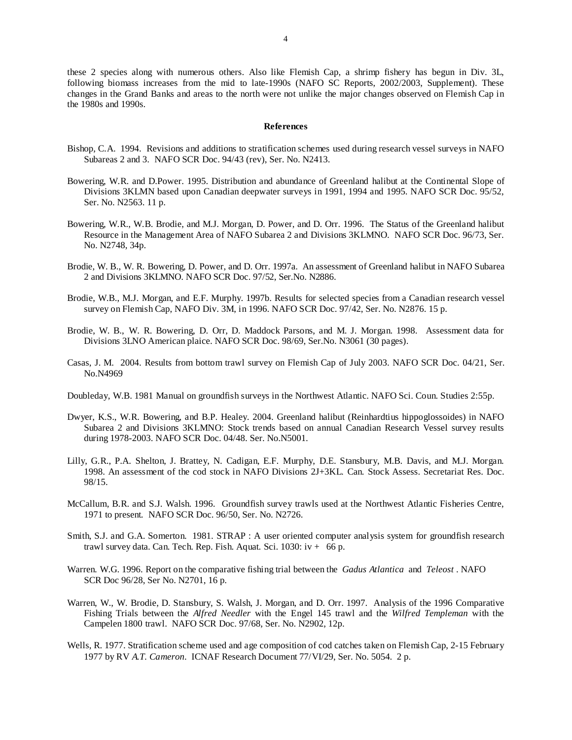these 2 species along with numerous others. Also like Flemish Cap, a shrimp fishery has begun in Div. 3L, following biomass increases from the mid to late-1990s (NAFO SC Reports, 2002/2003, Supplement). These changes in the Grand Banks and areas to the north were not unlike the major changes observed on Flemish Cap in the 1980s and 1990s.

## References

Bishop, C.A. 1994. Revisions and additions to stratification schemes used during research vessel surveys in NAFO Subareas 2 and 3. NAFO SCR Doc. 94/43 (rev), Ser. No. N2413.

Bowering, W.R. and D.Power. 1995. Distribution and abundance of Greenland halibut at the Continental Slope of Divisions 3KLMN based upon Canadian deepwater surveys in 1991, 1994 and 1995. NAFO SCR Doc. 95/52, Ser. No. N2563. 11 p.

Bowering, W.R., W.B. Brodie, and M.J. Morgan, D. Power, and D. Orr. 1996. The Status of the Greenland halibut Resource in the Management Area of NAFO Subarea 2 and Divisions 3KLMNO. NAFO SCR Doc. 96/73, Ser. No. N2748, 34p.

Brodie, W. B., W. R. Bowering, D. Power, and D. Orr. 1997a. An assessment of Greenland halibut in NAFO Subarea 2 and Divisions 3KLMNO. NAFO SCR Doc. 97/52, Ser.No. N2886.

Brodie, W.B., M.J. Morgan, and E.F. Murphy. 1997b. Results for selected species from a Canadian research vessel survey on Flemish Cap, NAFO Div. 3M, in 1996. NAFO SCR Doc. 97/42, Ser. No. N2876. 15 p.

Brodie, W. B., W. R. Bowering, D. Orr, D. Maddock Parsons, and M. J. Morgan. 1998. Assessment data for Divisions 3LNO American plaice. NAFO SCR Doc. 98/69, Ser.No. N3061 (30 pages).

Casas, J. M. 2004. Results from bottom trawl survey on Flemish Cap of July 2003. NAFO SCR Doc. 04/21, Ser. No.N4969

Doubleday, W.B. 1981 Manual on groundfish surveys in the Northwest Atlantic. NAFO Sci. Coun. Studies 2:55p.

Dwyer, K.S., W.R. Bowering, and B.P. Healey. 2004. Greenland halibut (Reinhardtius hippoglossoides) in NAFO Subarea 2 and Divisions 3KLMNO: Stock trends based on annual Canadian Research Vessel survey results during 1978-2003. NAFO SCR Doc. 04/48. Ser. No.N5001.

Lilly, G.R., P.A. Shelton, J. Brattey, N. Cadigan, E.F. Murphy, D.E. Stansbury, M.B. Davis, and M.J. Morgan. 1998. An assessment of the cod stock in NAFO Divisions 2J+3KL. Can. Stock Assess. Secretariat Res. Doc. 98/15.

McCallum, B.R. and S.J. Walsh. 1996. Groundfish survey trawls used at the Northwest Atlantic Fisheries Centre, 1971 to present. NAFO SCR Doc. 96/50, Ser. No. N2726.

Smith, S.J. and G.A. Somerton. 1981. STRAP : A user oriented computer analysis system for groundfish research trawl survey data. Can. Tech. Rep. Fish. Aquat. Sci. 1030: iv + 66 p.

Warren. W.G. 1996. Report on the comparative fishing trial between the *Gadus Atlantica* and *Teleost* . NAFO SCR Doc 96/28, Ser No. N2701, 16 p.

Warren, W., W. Brodie, D. Stansbury, S. Walsh, J. Morgan, and D. Orr. 1997. Analysis of the 1996 Comparative Fishing Trials between the *Alfred Needler* with the Engel 145 trawl and the *Wilfred Templeman* with the Campelen 1800 trawl. NAFO SCR Doc. 97/68, Ser. No. N2902, 12p.

Wells, R. 1977. Stratification scheme used and age composition of cod catches taken on Flemish Cap, 2-15 February 1977 by RV *A.T. Cameron*. ICNAF Research Document 77/VI/29, Ser. No. 5054. 2 p.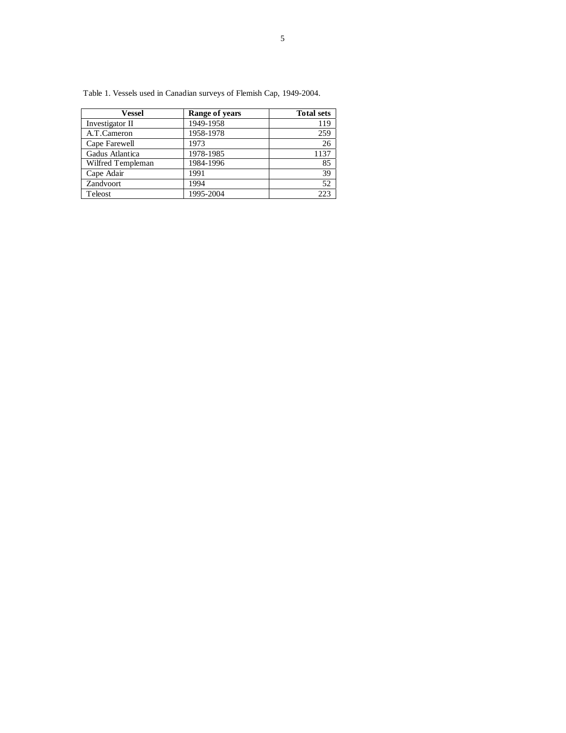Table 1. Vessels used in Canadian surveys of Flemish Cap, 1949-2004.

| Vessel | Range of years | Total sets |
|---|---|---|
| Investigator II | 1949-1958 | 119 |
| A.T.Cameron | 1958-1978 | 259 |
| Cape Farewell | 1973 | 26 |
| Gadus Atlantica | 1978-1985 | 1137 |
| Wilfred Templeman | 1984-1996 | 85 |
| Cape Adair | 1991 | 39 |
| Zandvoort | 1994 | 52 |
| Teleost | 1995-2004 | 223 |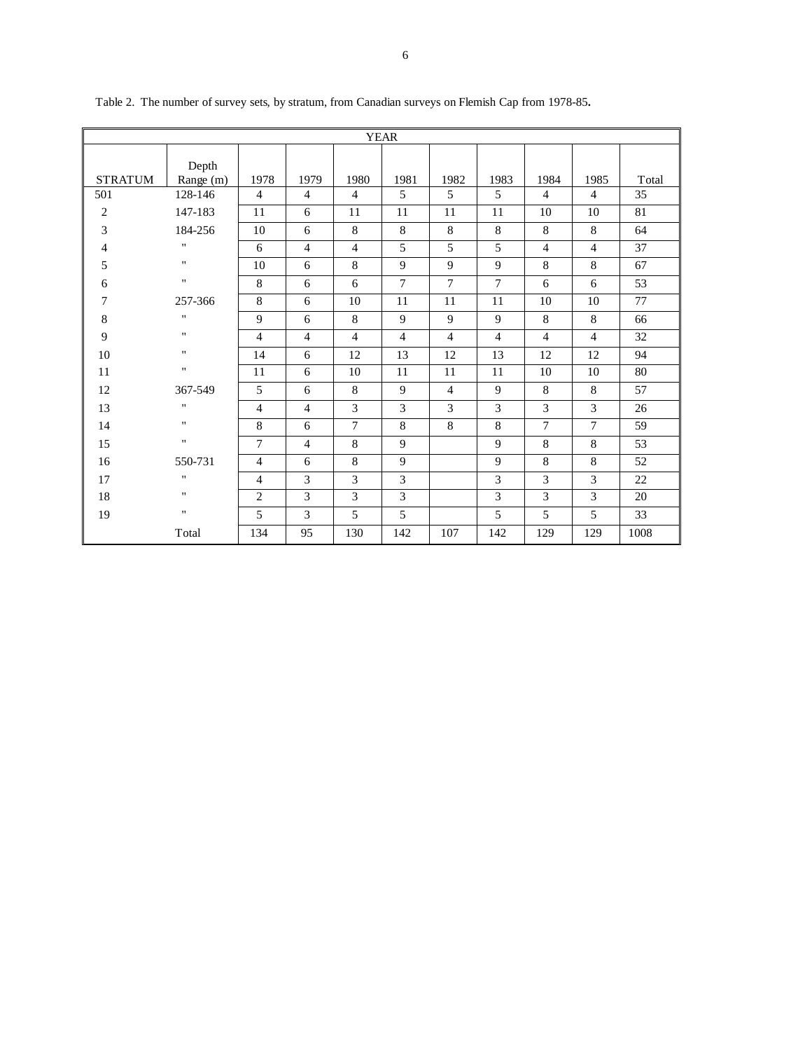Table 2. The number of survey sets, by stratum, from Canadian surveys on Flemish Cap from 1978-85**.**

| | | YEAR | | | | | | | | |
|---|---|---|---|---|---|---|---|---|---|---|
| STRATUM | Depth Range (m) | 1978 | 1979 | 1980 | 1981 | 1982 | 1983 | 1984 | 1985 | Total |
| 501 | 128-146 | 4 | 4 | 4 | 5 | 5 | 5 | 4 | 4 | 35 |
| 2 | 147-183 | 11 | 6 | 11 | 11 | 11 | 11 | 10 | 10 | 81 |
| 3 | 184-256 | 10 | 6 | 8 | 8 | 8 | 8 | 8 | 8 | 64 |
| 4 | " | 6 | 4 | 4 | 5 | 5 | 5 | 4 | 4 | 37 |
| 5 | " | 10 | 6 | 8 | 9 | 9 | 9 | 8 | 8 | 67 |
| 6 | " | 8 | 6 | 6 | 7 | 7 | 7 | 6 | 6 | 53 |
| 7 | 257-366 | 8 | 6 | 10 | 11 | 11 | 11 | 10 | 10 | 77 |
| 8 | " | 9 | 6 | 8 | 9 | 9 | 9 | 8 | 8 | 66 |
| 9 | " | 4 | 4 | 4 | 4 | 4 | 4 | 4 | 4 | 32 |
| 10 | " | 14 | 6 | 12 | 13 | 12 | 13 | 12 | 12 | 94 |
| 11 | " | 11 | 6 | 10 | 11 | 11 | 11 | 10 | 10 | 80 |
| 12 | 367-549 | 5 | 6 | 8 | 9 | 4 | 9 | 8 | 8 | 57 |
| 13 | " | 4 | 4 | 3 | 3 | 3 | 3 | 3 | 3 | 26 |
| 14 | " | 8 | 6 | 7 | 8 | 8 | 8 | 7 | 7 | 59 |
| 15 | " | 7 | 4 | 8 | 9 | | 9 | 8 | 8 | 53 |
| 16 | 550-731 | 4 | 6 | 8 | 9 | | 9 | 8 | 8 | 52 |
| 17 | " | 4 | 3 | 3 | 3 | | 3 | 3 | 3 | 22 |
| 18 | " | 2 | 3 | 3 | 3 | | 3 | 3 | 3 | 20 |
| 19 | " | 5 | 3 | 5 | 5 | | 5 | 5 | 5 | 33 |
| | Total | 134 | 95 | 130 | 142 | 107 | 142 | 129 | 129 | 1008 |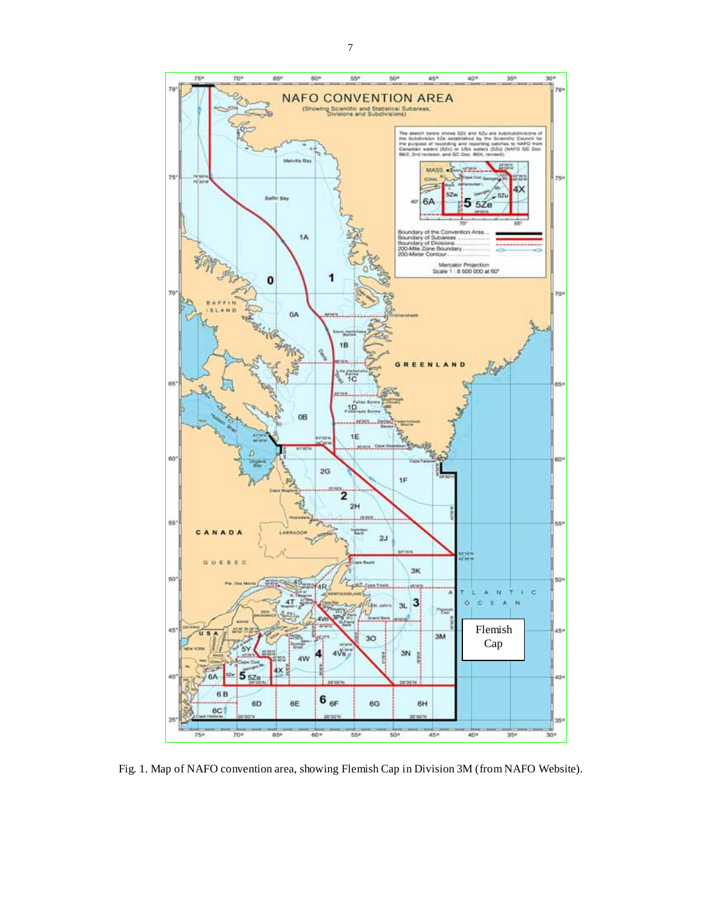Fig. 1. Map of NAFO convention area, showing Flemish Cap in Division 3M (from NAFO Website).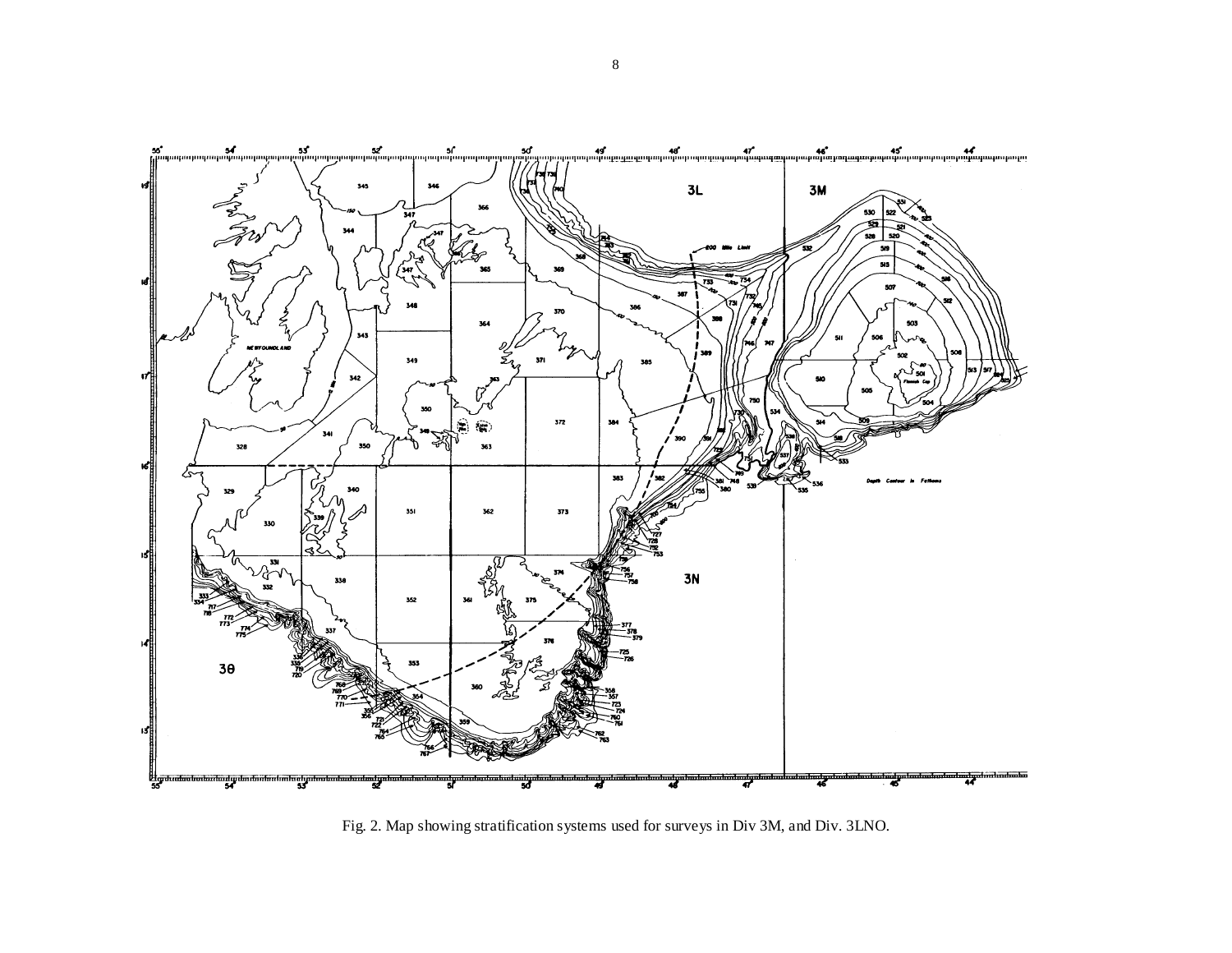Fig. 2. Map showing stratification systems used for surveys in Div 3M, and Div. 3LNO.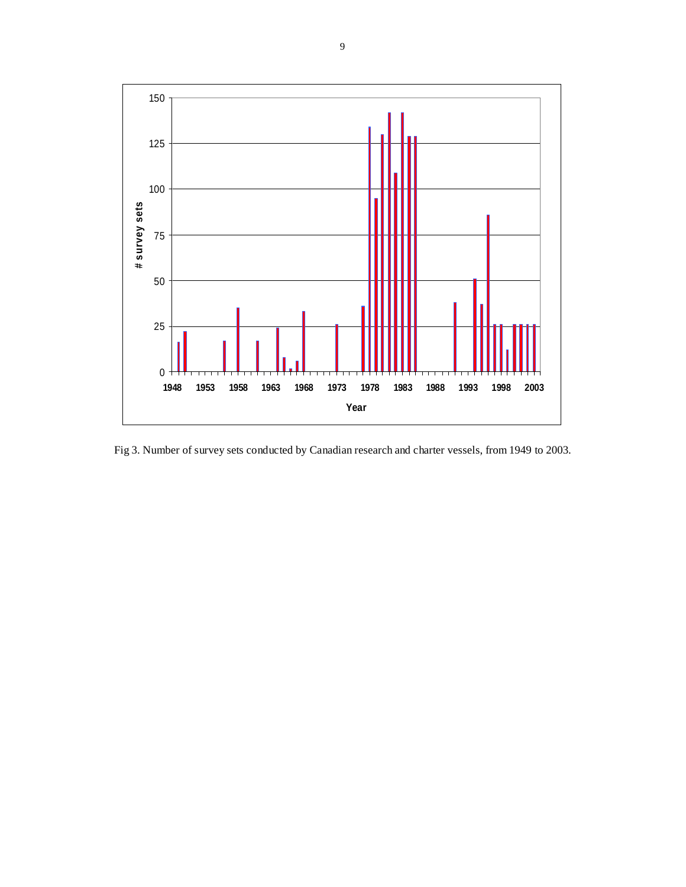Fig 3. Number of survey sets conducted by Canadian research and charter vessels, from 1949 to 2003.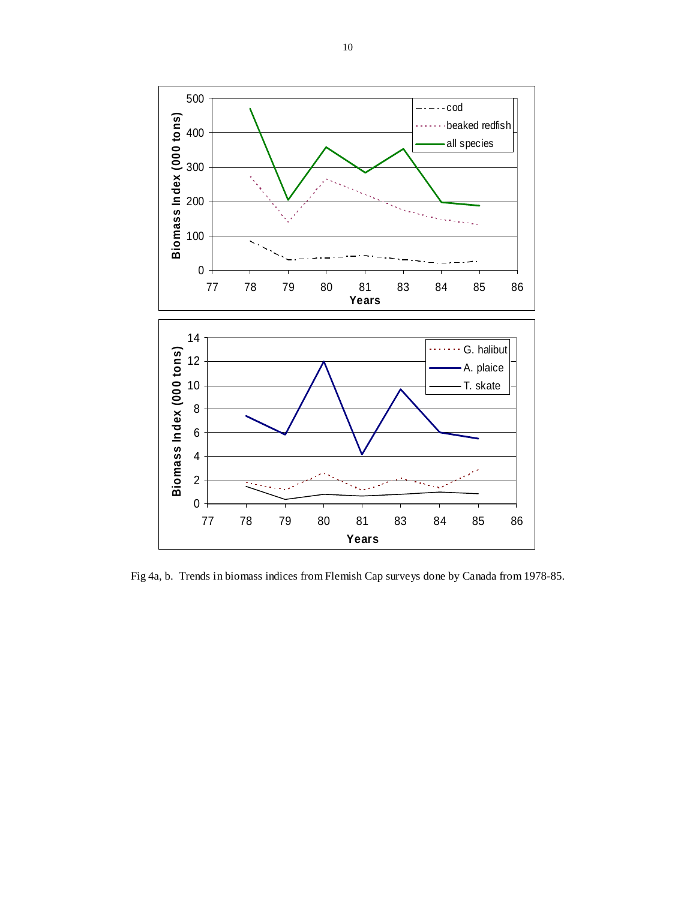Fig 4a, b. Trends in biomass indices from Flemish Cap surveys done by Canada from 1978-85.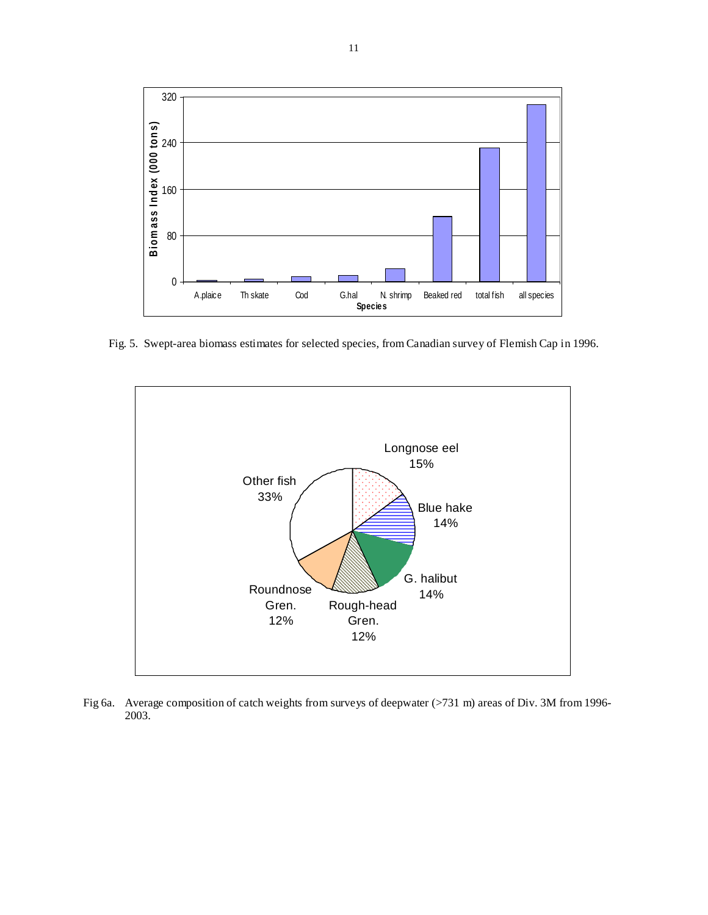Fig. 5. Swept-area biomass estimates for selected species, from Canadian survey of Flemish Cap in 1996.

Fig 6a. Average composition of catch weights from surveys of deepwater (>731 m) areas of Div. 3M from 1996-2003.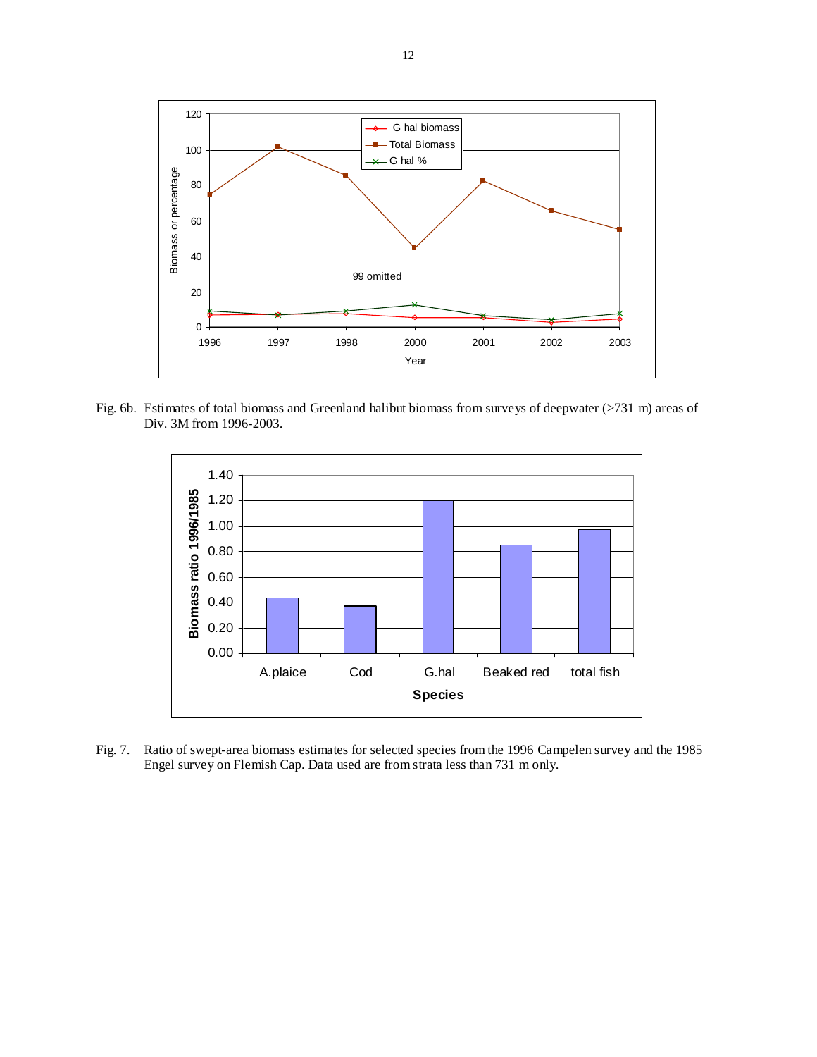Biomass or percentage

120
100
80
60
40
20
0

G hal biomass
Total Biomass
G hal %

99 omitted

1996
1997
1998
2000
2001
2002
2003

Year

Fig. 6b. Estimates of total biomass and Greenland halibut biomass from surveys of deepwater (>731 m) areas of Div. 3M from 1996-2003.

**Biomass ratio 1996/1985**

1.40
1.20
1.00
0.80
0.60
0.40
0.20
0.00

A.plaice
Cod
G.hal
Beaked red
total fish

**Species**

Fig. 7. Ratio of swept-area biomass estimates for selected species from the 1996 Campelen survey and the 1985 Engel survey on Flemish Cap. Data used are from strata less than 731 m only.